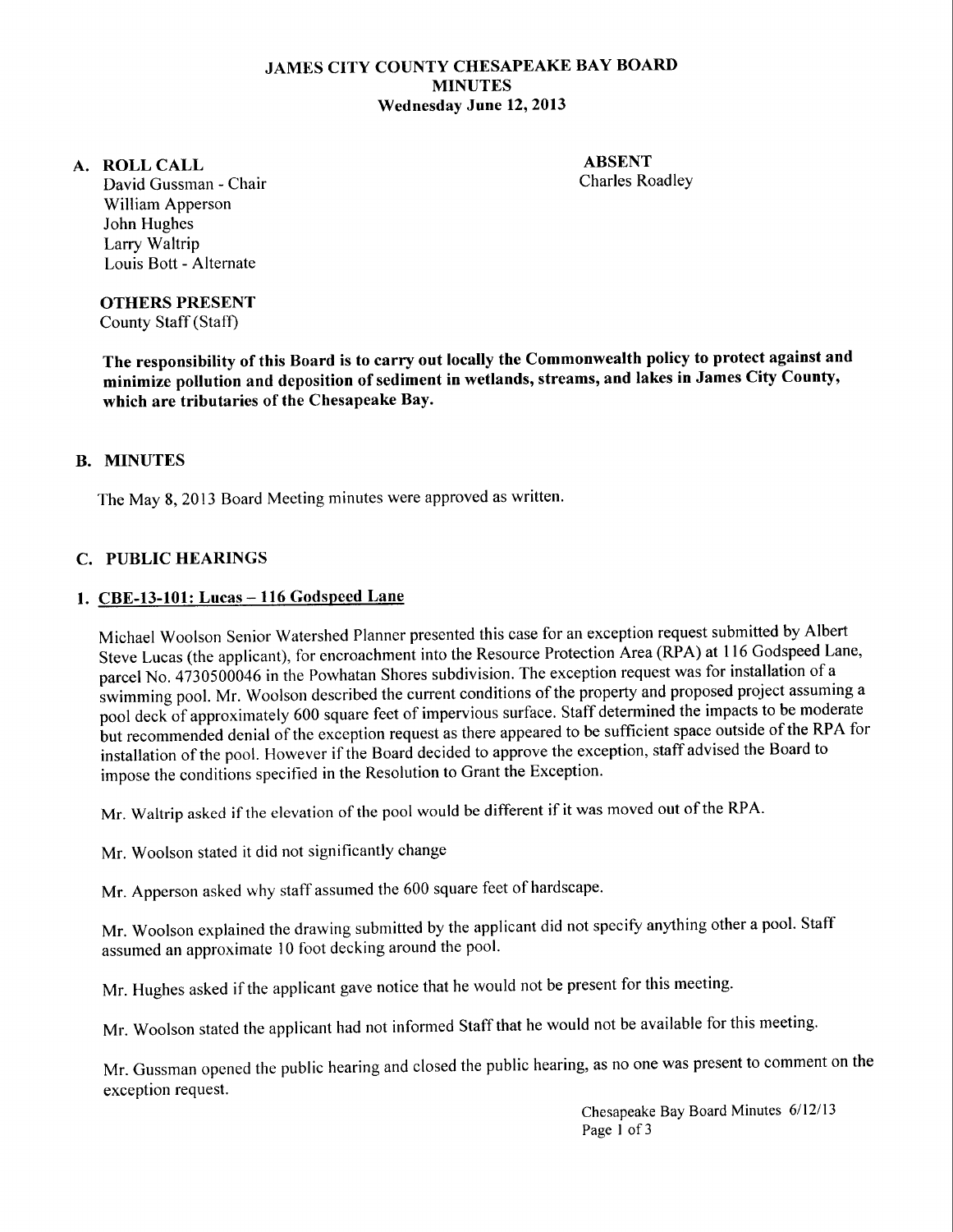# JAMES CITY COUNTY CHESAPEAKE BAY BOARD
## MINUTES
### Wednesday June 12, 2013

## A. ROLL CALL

David Gussman - Chair
William Apperson
John Hughes
Larry Waltrip
Louis Bott - Alternate

**ABSENT**
Charles Roadley

**OTHERS PRESENT**
County Staff (Staff)

**The responsibility of this Board is to carry out locally the Commonwealth policy to protect against and minimize pollution and deposition of sediment in wetlands, streams, and lakes in James City County, which are tributaries of the Chesapeake Bay.**

## B. MINUTES

The May 8, 2013 Board Meeting minutes were approved as written.

## C. PUBLIC HEARINGS

### 1. CBE-13-101: Lucas – 116 Godspeed Lane

Michael Woolson Senior Watershed Planner presented this case for an exception request submitted by Albert Steve Lucas (the applicant), for encroachment into the Resource Protection Area (RPA) at 116 Godspeed Lane, parcel No. 4730500046 in the Powhatan Shores subdivision. The exception request was for installation of a swimming pool. Mr. Woolson described the current conditions of the property and proposed project assuming a pool deck of approximately 600 square feet of impervious surface. Staff determined the impacts to be moderate but recommended denial of the exception request as there appeared to be sufficient space outside of the RPA for installation of the pool. However if the Board decided to approve the exception, staff advised the Board to impose the conditions specified in the Resolution to Grant the Exception.

Mr. Waltrip asked if the elevation of the pool would be different if it was moved out of the RPA.

Mr. Woolson stated it did not significantly change

Mr. Apperson asked why staff assumed the 600 square feet of hardscape.

Mr. Woolson explained the drawing submitted by the applicant did not specify anything other a pool. Staff assumed an approximate 10 foot decking around the pool.

Mr. Hughes asked if the applicant gave notice that he would not be present for this meeting.

Mr. Woolson stated the applicant had not informed Staff that he would not be available for this meeting.

Mr. Gussman opened the public hearing and closed the public hearing, as no one was present to comment on the exception request.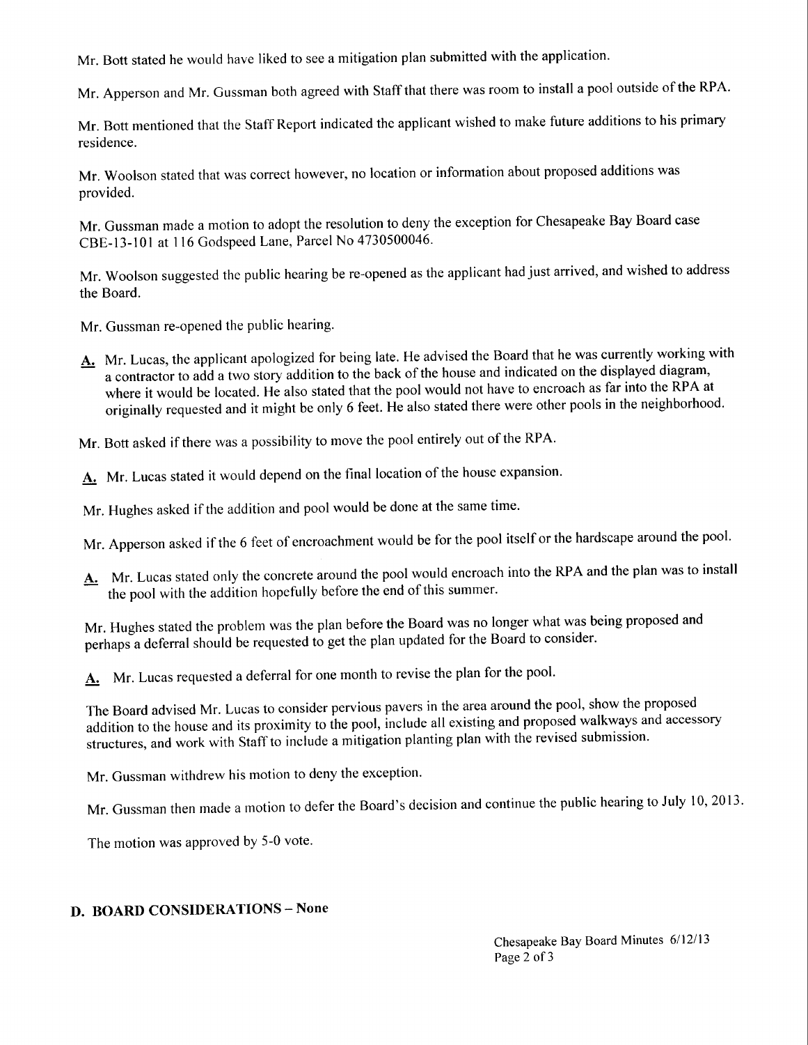Mr. Bott stated he would have liked to see a mitigation plan submitted with the application.

Mr. Apperson and Mr. Gussman both agreed with Staff that there was room to install a pool outside of the RPA.

Mr. Bott mentioned that the Staff Report indicated the applicant wished to make future additions to his primary residence.

Mr. Woolson stated that was correct however, no location or information about proposed additions was provided.

Mr. Gussman made a motion to adopt the resolution to deny the exception for Chesapeake Bay Board case CBE-13-101 at 116 Godspeed Lane, Parcel No 4730500046.

Mr. Woolson suggested the public hearing be re-opened as the applicant had just arrived, and wished to address the Board.

Mr. Gussman re-opened the public hearing.

**A.** Mr. Lucas, the applicant apologized for being late. He advised the Board that he was currently working with a contractor to add a two story addition to the back of the house and indicated on the displayed diagram, where it would be located. He also stated that the pool would not have to encroach as far into the RPA at originally requested and it might be only 6 feet. He also stated there were other pools in the neighborhood.

Mr. Bott asked if there was a possibility to move the pool entirely out of the RPA.

**A.** Mr. Lucas stated it would depend on the final location of the house expansion.

Mr. Hughes asked if the addition and pool would be done at the same time.

Mr. Apperson asked if the 6 feet of encroachment would be for the pool itself or the hardscape around the pool.

**A.** Mr. Lucas stated only the concrete around the pool would encroach into the RPA and the plan was to install the pool with the addition hopefully before the end of this summer.

Mr. Hughes stated the problem was the plan before the Board was no longer what was being proposed and perhaps a deferral should be requested to get the plan updated for the Board to consider.

**A.** Mr. Lucas requested a deferral for one month to revise the plan for the pool.

The Board advised Mr. Lucas to consider pervious pavers in the area around the pool, show the proposed addition to the house and its proximity to the pool, include all existing and proposed walkways and accessory structures, and work with Staff to include a mitigation planting plan with the revised submission.

Mr. Gussman withdrew his motion to deny the exception.

Mr. Gussman then made a motion to defer the Board's decision and continue the public hearing to July 10, 2013.

The motion was approved by 5-0 vote.

## D. BOARD CONSIDERATIONS – None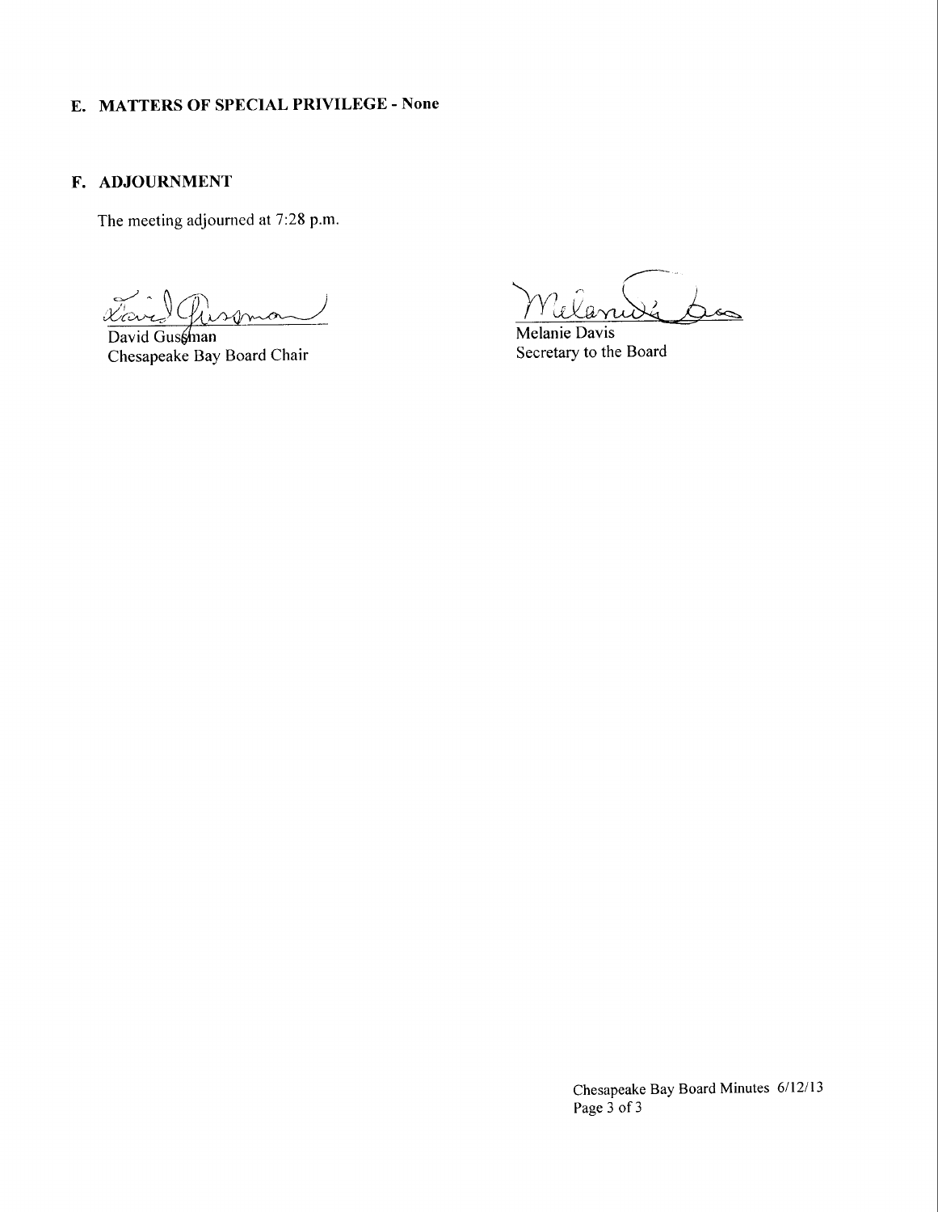## E. MATTERS OF SPECIAL PRIVILEGE - None

## F. ADJOURNMENT

The meeting adjourned at 7:28 p.m.

David Gussman
Chesapeake Bay Board Chair

Melanie Davis
Secretary to the Board